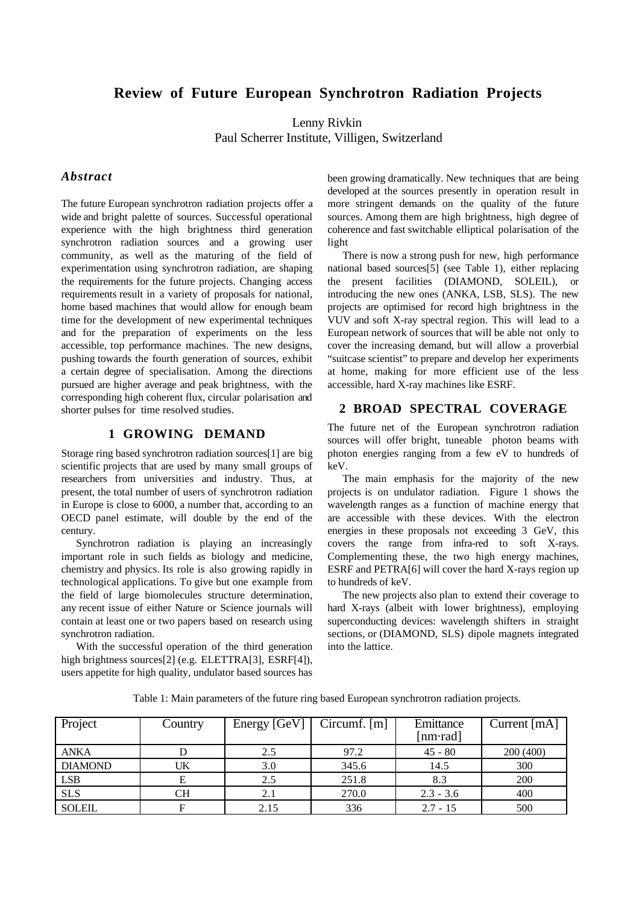# Review of Future European Synchrotron Radiation Projects

Lenny Rivkin
Paul Scherrer Institute, Villigen, Switzerland

## *Abstract*

The future European synchrotron radiation projects offer a wide and bright palette of sources. Successful operational experience with the high brightness third generation synchrotron radiation sources and a growing user community, as well as the maturing of the field of experimentation using synchrotron radiation, are shaping the requirements for the future projects. Changing access requirements result in a variety of proposals for national, home based machines that would allow for enough beam time for the development of new experimental techniques and for the preparation of experiments on the less accessible, top performance machines. The new designs, pushing towards the fourth generation of sources, exhibit a certain degree of specialisation. Among the directions pursued are higher average and peak brightness, with the corresponding high coherent flux, circular polarisation and shorter pulses for time resolved studies.

## 1 GROWING DEMAND

Storage ring based synchrotron radiation sources[1] are big scientific projects that are used by many small groups of researchers from universities and industry. Thus, at present, the total number of users of synchrotron radiation in Europe is close to 6000, a number that, according to an OECD panel estimate, will double by the end of the century.

Synchrotron radiation is playing an increasingly important role in such fields as biology and medicine, chemistry and physics. Its role is also growing rapidly in technological applications. To give but one example from the field of large biomolecules structure determination, any recent issue of either Nature or Science journals will contain at least one or two papers based on research using synchrotron radiation.

With the successful operation of the third generation high brightness sources[2] (e.g. ELETTRA[3], ESRF[4]), users appetite for high quality, undulator based sources has been growing dramatically. New techniques that are being developed at the sources presently in operation result in more stringent demands on the quality of the future sources. Among them are high brightness, high degree of coherence and fast switchable elliptical polarisation of the light

There is now a strong push for new, high performance national based sources[5] (see Table 1), either replacing the present facilities (DIAMOND, SOLEIL), or introducing the new ones (ANKA, LSB, SLS). The new projects are optimised for record high brightness in the VUV and soft X-ray spectral region. This will lead to a European network of sources that will be able not only to cover the increasing demand, but will allow a proverbial "suitcase scientist" to prepare and develop her experiments at home, making for more efficient use of the less accessible, hard X-ray machines like ESRF.

## 2 BROAD SPECTRAL COVERAGE

The future net of the European synchrotron radiation sources will offer bright, tuneable photon beams with photon energies ranging from a few eV to hundreds of keV.

The main emphasis for the majority of the new projects is on undulator radiation. Figure 1 shows the wavelength ranges as a function of machine energy that are accessible with these devices. With the electron energies in these proposals not exceeding 3 GeV, this covers the range from infra-red to soft X-rays. Complementing these, the two high energy machines, ESRF and PETRA[6] will cover the hard X-rays region up to hundreds of keV.

The new projects also plan to extend their coverage to hard X-rays (albeit with lower brightness), employing superconducting devices: wavelength shifters in straight sections, or (DIAMOND, SLS) dipole magnets integrated into the lattice.

Table 1: Main parameters of the future ring based European synchrotron radiation projects.

| Project | Country | Energy [GeV] | Circumf. [m] | Emittance [nm·rad] | Current [mA] |
|---|---|---|---|---|---|
| ANKA | D | 2.5 | 97.2 | 45 - 80 | 200 (400) |
| DIAMOND | UK | 3.0 | 345.6 | 14.5 | 300 |
| LSB | E | 2.5 | 251.8 | 8.3 | 200 |
| SLS | CH | 2.1 | 270.0 | 2.3 - 3.6 | 400 |
| SOLEIL | F | 2.15 | 336 | 2.7 - 15 | 500 |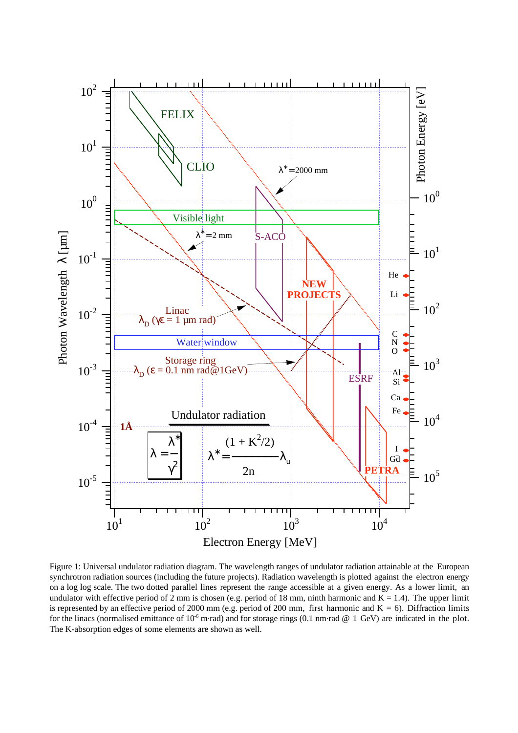Figure 1: Universal undulator radiation diagram. The wavelength ranges of undulator radiation attainable at the European synchrotron radiation sources (including the future projects). Radiation wavelength is plotted against the electron energy on a log log scale. The two dotted parallel lines represent the range accessible at a given energy. As a lower limit, an undulator with effective period of 2 mm is chosen (e.g. period of 18 mm, ninth harmonic and K = 1.4). The upper limit is represented by an effective period of 2000 mm (e.g. period of 200 mm, first harmonic and K = 6). Diffraction limits for the linacs (normalised emittance of $10^{-6}$ m·rad) and for storage rings (0.1 nm·rad @ 1 GeV) are indicated in the plot. The K-absorption edges of some elements are shown as well.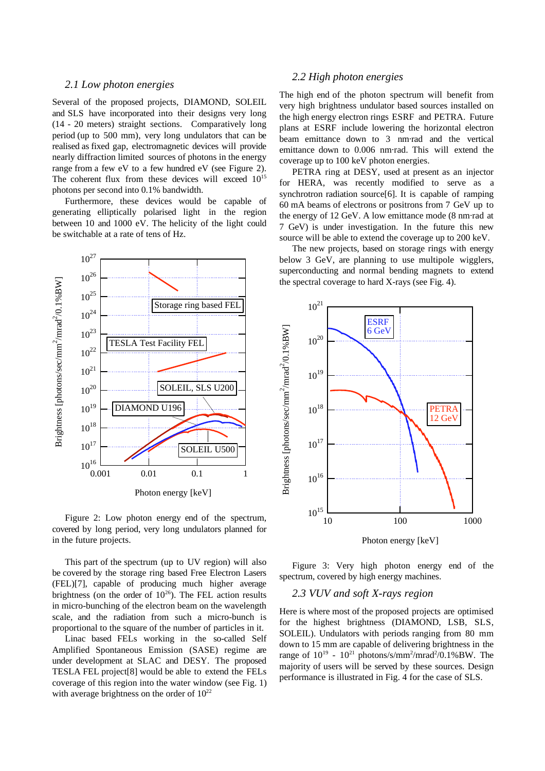### 2.1 Low photon energies

Several of the proposed projects, DIAMOND, SOLEIL and SLS have incorporated into their designs very long (14 - 20 meters) straight sections. Comparatively long period (up to 500 mm), very long undulators that can be realised as fixed gap, electromagnetic devices will provide nearly diffraction limited sources of photons in the energy range from a few eV to a few hundred eV (see Figure 2). The coherent flux from these devices will exceed $10^{15}$ photons per second into 0.1% bandwidth.

Furthermore, these devices would be capable of generating elliptically polarised light in the region between 10 and 1000 eV. The helicity of the light could be switchable at a rate of tens of Hz.

Figure 2: Low photon energy end of the spectrum, covered by long period, very long undulators planned for in the future projects.

This part of the spectrum (up to UV region) will also be covered by the storage ring based Free Electron Lasers (FEL)[7], capable of producing much higher average brightness (on the order of $10^{26}$). The FEL action results in micro-bunching of the electron beam on the wavelength scale, and the radiation from such a micro-bunch is proportional to the square of the number of particles in it.

Linac based FELs working in the so-called Self Amplified Spontaneous Emission (SASE) regime are under development at SLAC and DESY. The proposed TESLA FEL project[8] would be able to extend the FELs coverage of this region into the water window (see Fig. 1) with average brightness on the order of $10^{22}$

### 2.2 High photon energies

The high end of the photon spectrum will benefit from very high brightness undulator based sources installed on the high energy electron rings ESRF and PETRA. Future plans at ESRF include lowering the horizontal electron beam emittance down to 3 nm·rad and the vertical emittance down to 0.006 nm·rad. This will extend the coverage up to 100 keV photon energies.

PETRA ring at DESY, used at present as an injector for HERA, was recently modified to serve as a synchrotron radiation source[6]. It is capable of ramping 60 mA beams of electrons or positrons from 7 GeV up to the energy of 12 GeV. A low emittance mode (8 nm·rad at 7 GeV) is under investigation. In the future this new source will be able to extend the coverage up to 200 keV.

The new projects, based on storage rings with energy below 3 GeV, are planning to use multipole wigglers, superconducting and normal bending magnets to extend the spectral coverage to hard X-rays (see Fig. 4).

Figure 3: Very high photon energy end of the spectrum, covered by high energy machines.

### 2.3 VUV and soft X-rays region

Here is where most of the proposed projects are optimised for the highest brightness (DIAMOND, LSB, SLS, SOLEIL). Undulators with periods ranging from 80 mm down to 15 mm are capable of delivering brightness in the range of $10^{19}$ - $10^{21}$ photons/s/mm$^2$/mrad$^2$/0.1%BW. The majority of users will be served by these sources. Design performance is illustrated in Fig. 4 for the case of SLS.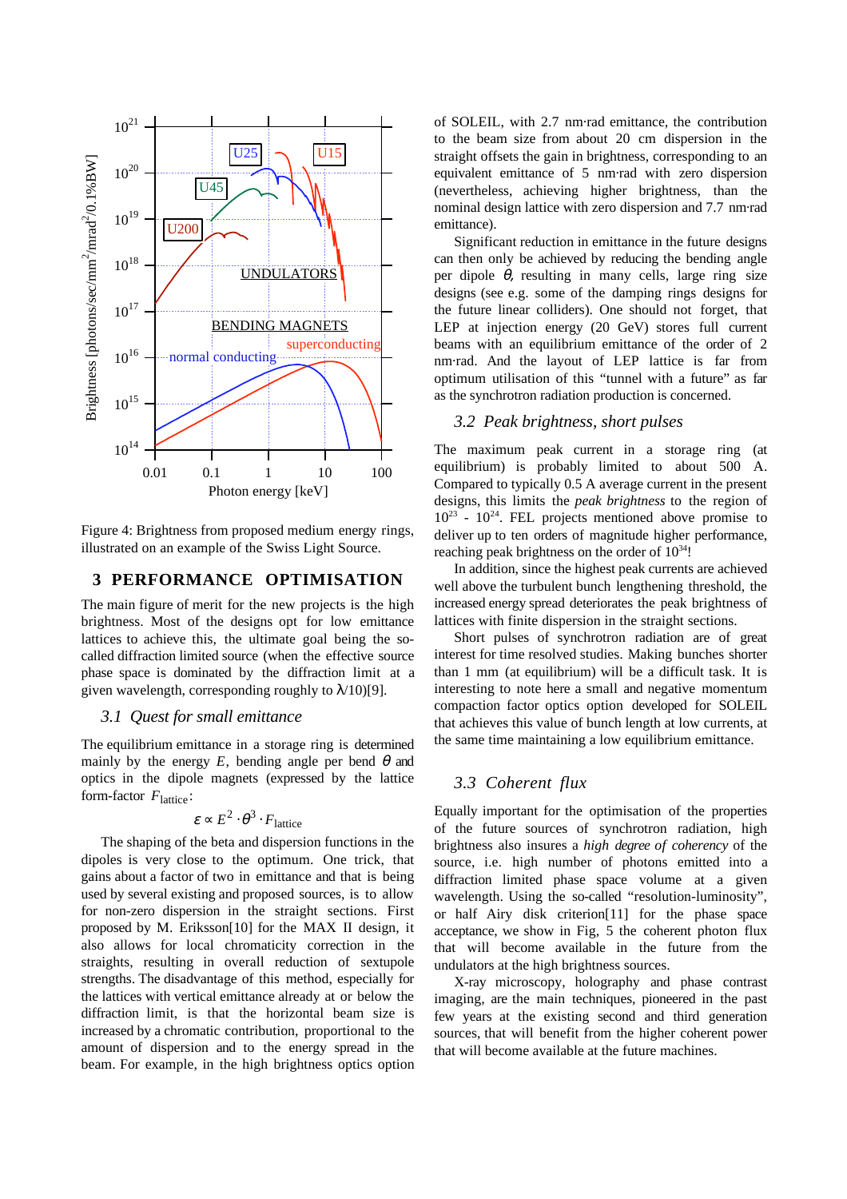Figure 4: Brightness from proposed medium energy rings, illustrated on an example of the Swiss Light Source.

## 3 PERFORMANCE OPTIMISATION

The main figure of merit for the new projects is the high brightness. Most of the designs opt for low emittance lattices to achieve this, the ultimate goal being the so-called diffraction limited source (when the effective source phase space is dominated by the diffraction limit at a given wavelength, corresponding roughly to $\lambda/10$)[9].

### 3.1 Quest for small emittance

The equilibrium emittance in a storage ring is determined mainly by the energy $E$, bending angle per bend $\theta$ and optics in the dipole magnets (expressed by the lattice form-factor $F_{\mathrm{lattice}}$:

$$\varepsilon \propto E^2 \cdot \theta^3 \cdot F_{\mathrm{lattice}}$$

The shaping of the beta and dispersion functions in the dipoles is very close to the optimum. One trick, that gains about a factor of two in emittance and that is being used by several existing and proposed sources, is to allow for non-zero dispersion in the straight sections. First proposed by M. Eriksson[10] for the MAX II design, it also allows for local chromaticity correction in the straights, resulting in overall reduction of sextupole strengths. The disadvantage of this method, especially for the lattices with vertical emittance already at or below the diffraction limit, is that the horizontal beam size is increased by a chromatic contribution, proportional to the amount of dispersion and to the energy spread in the beam. For example, in the high brightness optics option of SOLEIL, with 2.7 nm·rad emittance, the contribution to the beam size from about 20 cm dispersion in the straight offsets the gain in brightness, corresponding to an equivalent emittance of 5 nm·rad with zero dispersion (nevertheless, achieving higher brightness, than the nominal design lattice with zero dispersion and 7.7 nm·rad emittance).

Significant reduction in emittance in the future designs can then only be achieved by reducing the bending angle per dipole $\theta$, resulting in many cells, large ring size designs (see e.g. some of the damping rings designs for the future linear colliders). One should not forget, that LEP at injection energy (20 GeV) stores full current beams with an equilibrium emittance of the order of 2 nm·rad. And the layout of LEP lattice is far from optimum utilisation of this "tunnel with a future" as far as the synchrotron radiation production is concerned.

### 3.2 Peak brightness, short pulses

The maximum peak current in a storage ring (at equilibrium) is probably limited to about 500 A. Compared to typically 0.5 A average current in the present designs, this limits the *peak brightness* to the region of $10^{23}$ - $10^{24}$. FEL projects mentioned above promise to deliver up to ten orders of magnitude higher performance, reaching peak brightness on the order of $10^{34}$!

In addition, since the highest peak currents are achieved well above the turbulent bunch lengthening threshold, the increased energy spread deteriorates the peak brightness of lattices with finite dispersion in the straight sections.

Short pulses of synchrotron radiation are of great interest for time resolved studies. Making bunches shorter than 1 mm (at equilibrium) will be a difficult task. It is interesting to note here a small and negative momentum compaction factor optics option developed for SOLEIL that achieves this value of bunch length at low currents, at the same time maintaining a low equilibrium emittance.

### 3.3 Coherent flux

Equally important for the optimisation of the properties of the future sources of synchrotron radiation, high brightness also insures a *high degree of coherency* of the source, i.e. high number of photons emitted into a diffraction limited phase space volume at a given wavelength. Using the so-called "resolution-luminosity", or half Airy disk criterion[11] for the phase space acceptance, we show in Fig, 5 the coherent photon flux that will become available in the future from the undulators at the high brightness sources.

X-ray microscopy, holography and phase contrast imaging, are the main techniques, pioneered in the past few years at the existing second and third generation sources, that will benefit from the higher coherent power that will become available at the future machines.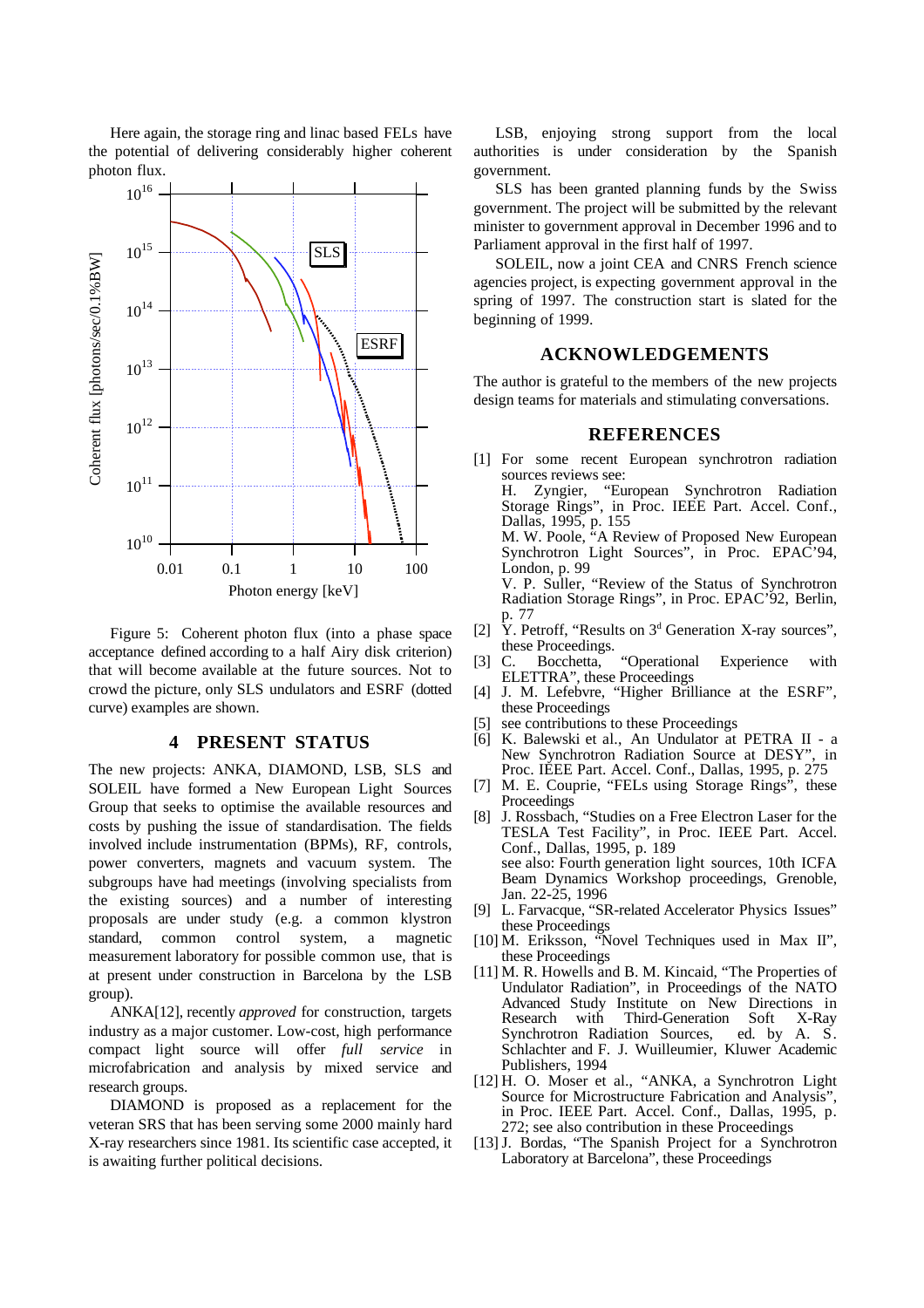Here again, the storage ring and linac based FELs have the potential of delivering considerably higher coherent photon flux.

Coherent flux [photons/sec/0.1%BW]

$10^{16}$

$10^{15}$

$10^{14}$

$10^{13}$

$10^{12}$

$10^{11}$

$10^{10}$

SLS

ESRF

0.01 0.1 1 10 100

Photon energy [keV]

Figure 5: Coherent photon flux (into a phase space acceptance defined according to a half Airy disk criterion) that will become available at the future sources. Not to crowd the picture, only SLS undulators and ESRF (dotted curve) examples are shown.

## 4 PRESENT STATUS

The new projects: ANKA, DIAMOND, LSB, SLS and SOLEIL have formed a New European Light Sources Group that seeks to optimise the available resources and costs by pushing the issue of standardisation. The fields involved include instrumentation (BPMs), RF, controls, power converters, magnets and vacuum system. The subgroups have had meetings (involving specialists from the existing sources) and a number of interesting proposals are under study (e.g. a common klystron standard, common control system, a magnetic measurement laboratory for possible common use, that is at present under construction in Barcelona by the LSB group).

ANKA[12], recently *approved* for construction, targets industry as a major customer. Low-cost, high performance compact light source will offer *full service* in microfabrication and analysis by mixed service and research groups.

DIAMOND is proposed as a replacement for the veteran SRS that has been serving some 2000 mainly hard X-ray researchers since 1981. Its scientific case accepted, it is awaiting further political decisions.

LSB, enjoying strong support from the local authorities is under consideration by the Spanish government.

SLS has been granted planning funds by the Swiss government. The project will be submitted by the relevant minister to government approval in December 1996 and to Parliament approval in the first half of 1997.

SOLEIL, now a joint CEA and CNRS French science agencies project, is expecting government approval in the spring of 1997. The construction start is slated for the beginning of 1999.

## ACKNOWLEDGEMENTS

The author is grateful to the members of the new projects design teams for materials and stimulating conversations.

## REFERENCES

[1] For some recent European synchrotron radiation sources reviews see:
H. Zyngier, "European Synchrotron Radiation Storage Rings", in Proc. IEEE Part. Accel. Conf., Dallas, 1995, p. 155
M. W. Poole, "A Review of Proposed New European Synchrotron Light Sources", in Proc. EPAC'94, London, p. 99
V. P. Suller, "Review of the Status of Synchrotron Radiation Storage Rings", in Proc. EPAC'92, Berlin, p. 77

[2] Y. Petroff, "Results on 3[d] Generation X-ray sources", these Proceedings.

[3] C. Bocchetta, "Operational Experience with ELETTRA", these Proceedings

[4] J. M. Lefebvre, "Higher Brilliance at the ESRF", these Proceedings

[5] see contributions to these Proceedings

[6] K. Balewski et al., "An Undulator at PETRA II - a New Synchrotron Radiation Source at DESY", in Proc. IEEE Part. Accel. Conf., Dallas, 1995, p. 275

[7] M. E. Couprie, "FELs using Storage Rings", these Proceedings

[8] J. Rossbach, "Studies on a Free Electron Laser for the TESLA Test Facility", in Proc. IEEE Part. Accel. Conf., Dallas, 1995, p. 189
see also: Fourth generation light sources, 10th ICFA Beam Dynamics Workshop proceedings, Grenoble, Jan. 22-25, 1996

[9] L. Farvacque, "SR-related Accelerator Physics Issues" these Proceedings

[10] M. Eriksson, "Novel Techniques used in Max II", these Proceedings

[11] M. R. Howells and B. M. Kincaid, "The Properties of Undulator Radiation", in Proceedings of the NATO Advanced Study Institute on New Directions in Research with Third-Generation Soft X-Ray Synchrotron Radiation Sources, ed. by A. S. Schlachter and F. J. Wuilleumier, Kluwer Academic Publishers, 1994

[12] H. O. Moser et al., "ANKA, a Synchrotron Light Source for Microstructure Fabrication and Analysis", in Proc. IEEE Part. Accel. Conf., Dallas, 1995, p. 272; see also contribution in these Proceedings

[13] J. Bordas, "The Spanish Project for a Synchrotron Laboratory at Barcelona", these Proceedings